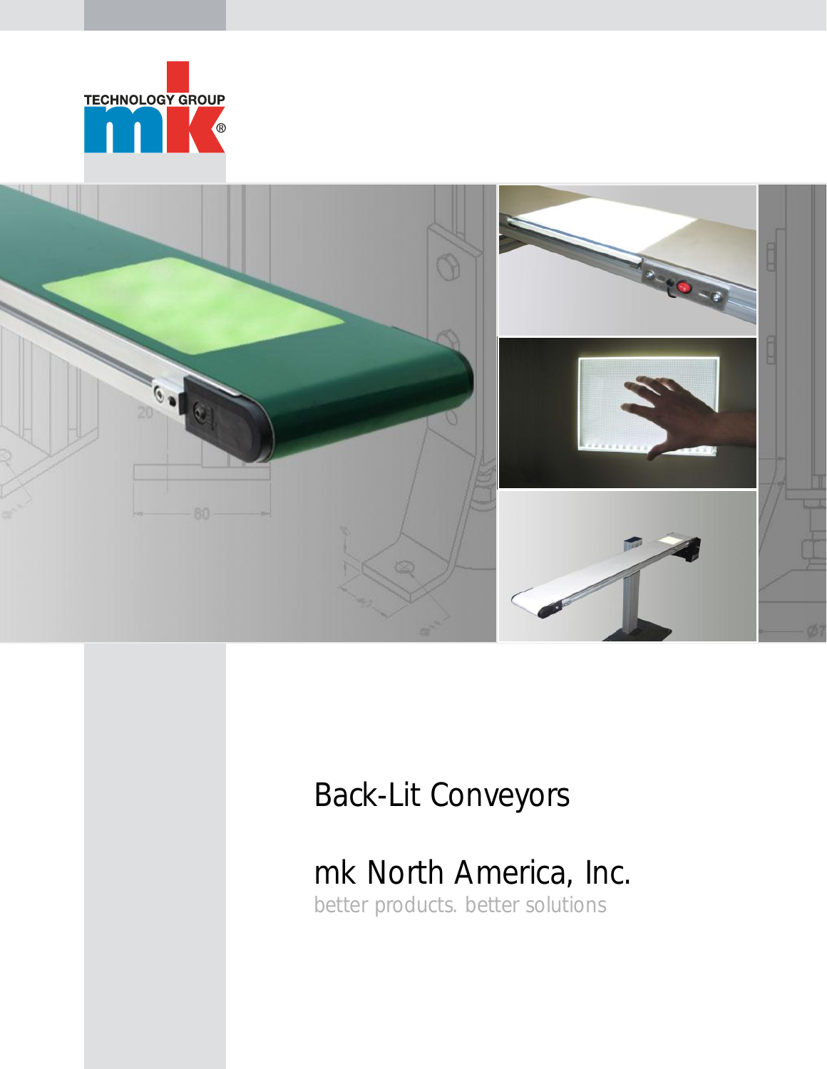# Back-Lit Conveyors

## mk North America, Inc.

better products. better solutions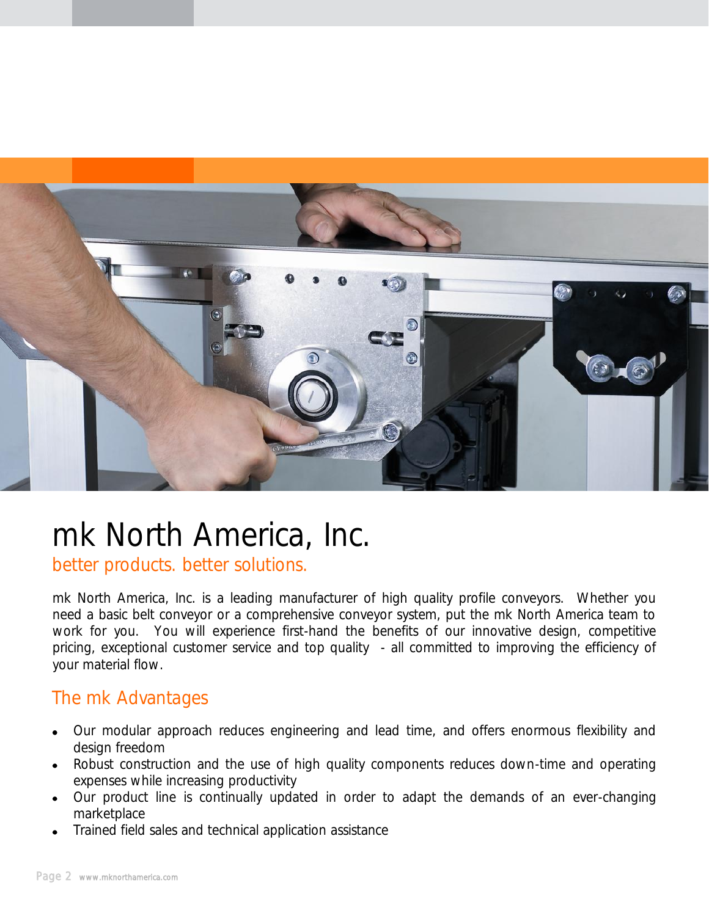# mk North America, Inc.

## better products. better solutions.

mk North America, Inc. is a leading manufacturer of high quality profile conveyors. Whether you need a basic belt conveyor or a comprehensive conveyor system, put the mk North America team to work for you. You will experience first-hand the benefits of our innovative design, competitive pricing, exceptional customer service and top quality - all committed to improving the efficiency of your material flow.

## The mk Advantages

- Our modular approach reduces engineering and lead time, and offers enormous flexibility and design freedom
- Robust construction and the use of high quality components reduces down-time and operating expenses while increasing productivity
- Our product line is continually updated in order to adapt the demands of an ever-changing marketplace
- Trained field sales and technical application assistance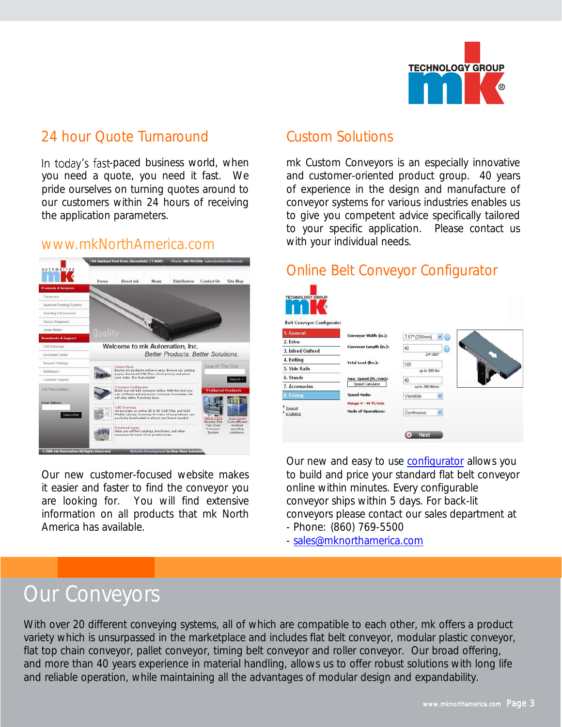## 24 hour Quote Turnaround

In today's fast-paced business world, when you need a quote, you need it fast. We pride ourselves on turning quotes around to our customers within 24 hours of receiving the application parameters.

## www.mkNorthAmerica.com

Our new customer-focused website makes it easier and faster to find the conveyor you are looking for. You will find extensive information on all products that mk North America has available.

## Custom Solutions

mk Custom Conveyors is an especially innovative and customer-oriented product group. 40 years of experience in the design and manufacture of conveyor systems for various industries enables us to give you competent advice specifically tailored to your specific application. Please contact us with your individual needs.

## Online Belt Conveyor Configurator

Our new and easy to use configurator allows you to build and price your standard flat belt conveyor online within minutes. Every configurable conveyor ships within 5 days. For back-lit conveyors please contact our sales department at

- Phone: (860) 769-5500
- sales@mknorthamerica.com

# Our Conveyors

With over 20 different conveying systems, all of which are compatible to each other, mk offers a product variety which is unsurpassed in the marketplace and includes flat belt conveyor, modular plastic conveyor, flat top chain conveyor, pallet conveyor, timing belt conveyor and roller conveyor. Our broad offering, and more than 40 years experience in material handling, allows us to offer robust solutions with long life and reliable operation, while maintaining all the advantages of modular design and expandability.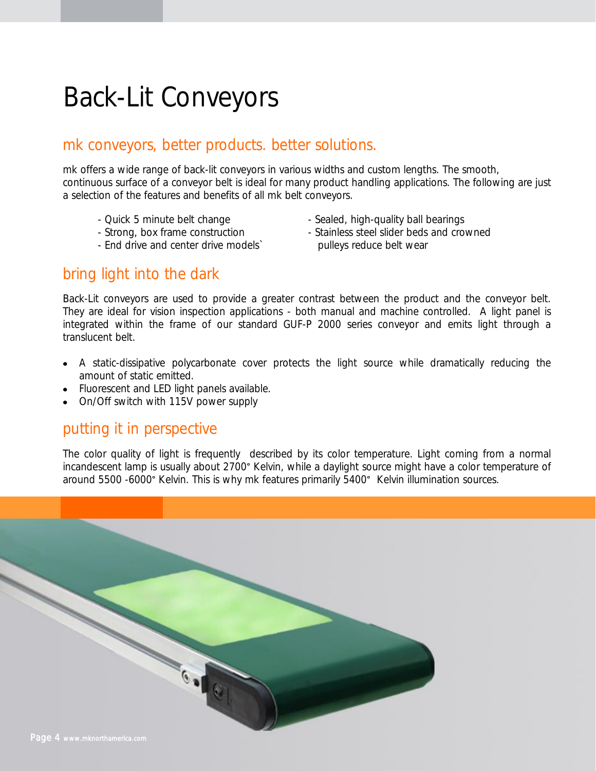# Back-Lit Conveyors

## mk conveyors, better products. better solutions.

mk offers a wide range of back-lit conveyors in various widths and custom lengths. The smooth, continuous surface of a conveyor belt is ideal for many product handling applications. The following are just a selection of the features and benefits of all mk belt conveyors.

- Quick 5 minute belt change
- Strong, box frame construction
- End drive and center drive models`
- Sealed, high-quality ball bearings
- Stainless steel slider beds and crowned pulleys reduce belt wear

## bring light into the dark

Back-Lit conveyors are used to provide a greater contrast between the product and the conveyor belt. They are ideal for vision inspection applications - both manual and machine controlled. A light panel is integrated within the frame of our standard GUF-P 2000 series conveyor and emits light through a translucent belt.

- A static-dissipative polycarbonate cover protects the light source while dramatically reducing the amount of static emitted.
- Fluorescent and LED light panels available.
- On/Off switch with 115V power supply

## putting it in perspective

The color quality of light is frequently described by its color temperature. Light coming from a normal incandescent lamp is usually about 2700° Kelvin, while a daylight source might have a color temperature of around 5500 -6000° Kelvin. This is why mk features primarily 5400° Kelvin illumination sources.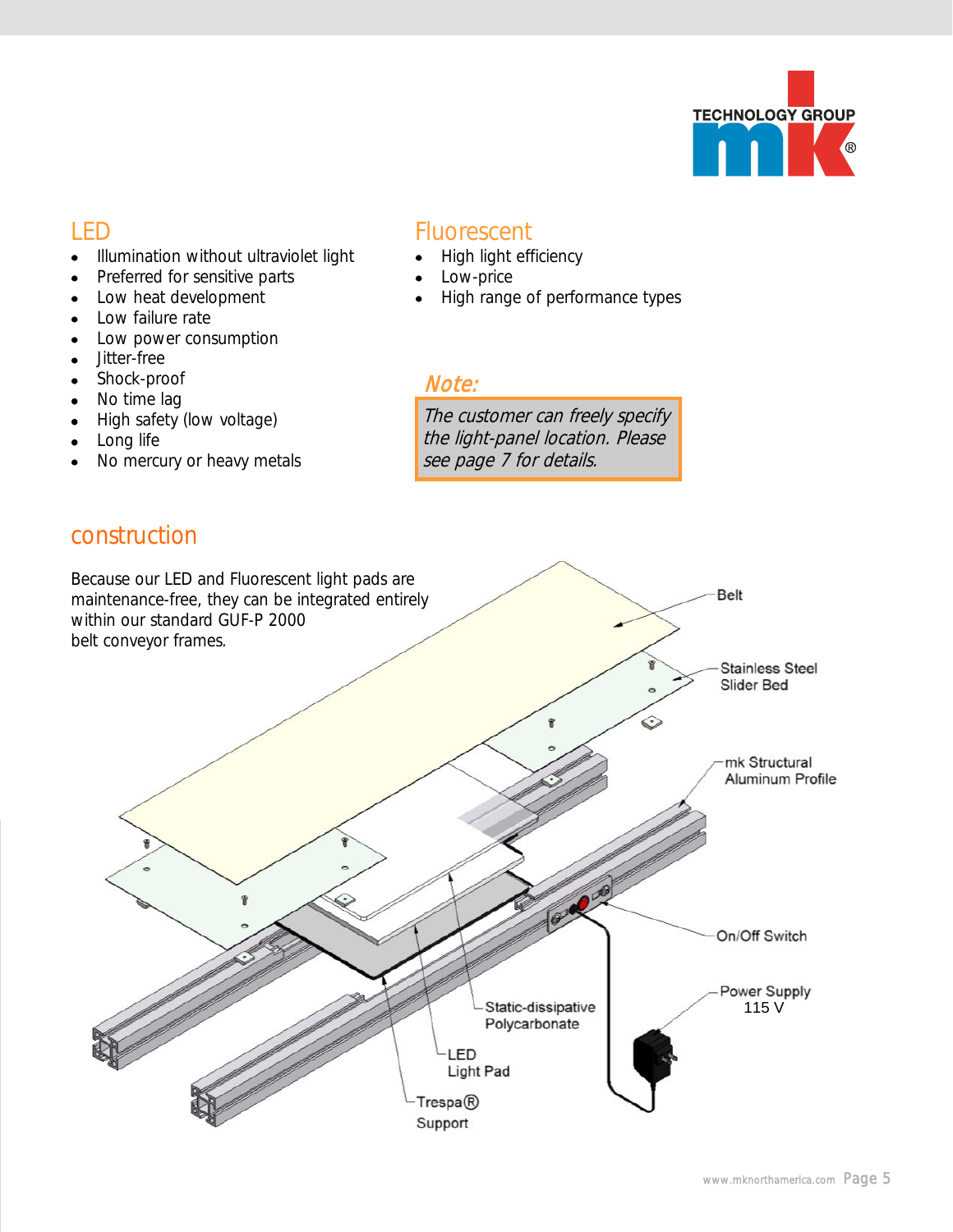## LED

- Illumination without ultraviolet light
- Preferred for sensitive parts
- Low heat development
- Low failure rate
- Low power consumption
- Jitter-free
- Shock-proof
- No time lag
- High safety (low voltage)
- Long life
- No mercury or heavy metals

## Fluorescent

- High light efficiency
- Low-price
- High range of performance types

*Note:*

*The customer can freely specify the light-panel location. Please see page 7 for details.*

## construction

Because our LED and Fluorescent light pads are maintenance-free, they can be integrated entirely within our standard GUF-P 2000 belt conveyor frames.

Belt

Stainless Steel Slider Bed

mk Structural Aluminum Profile

On/Off Switch

Power Supply 115 V

Static-dissipative Polycarbonate

LED Light Pad

Trespa® Support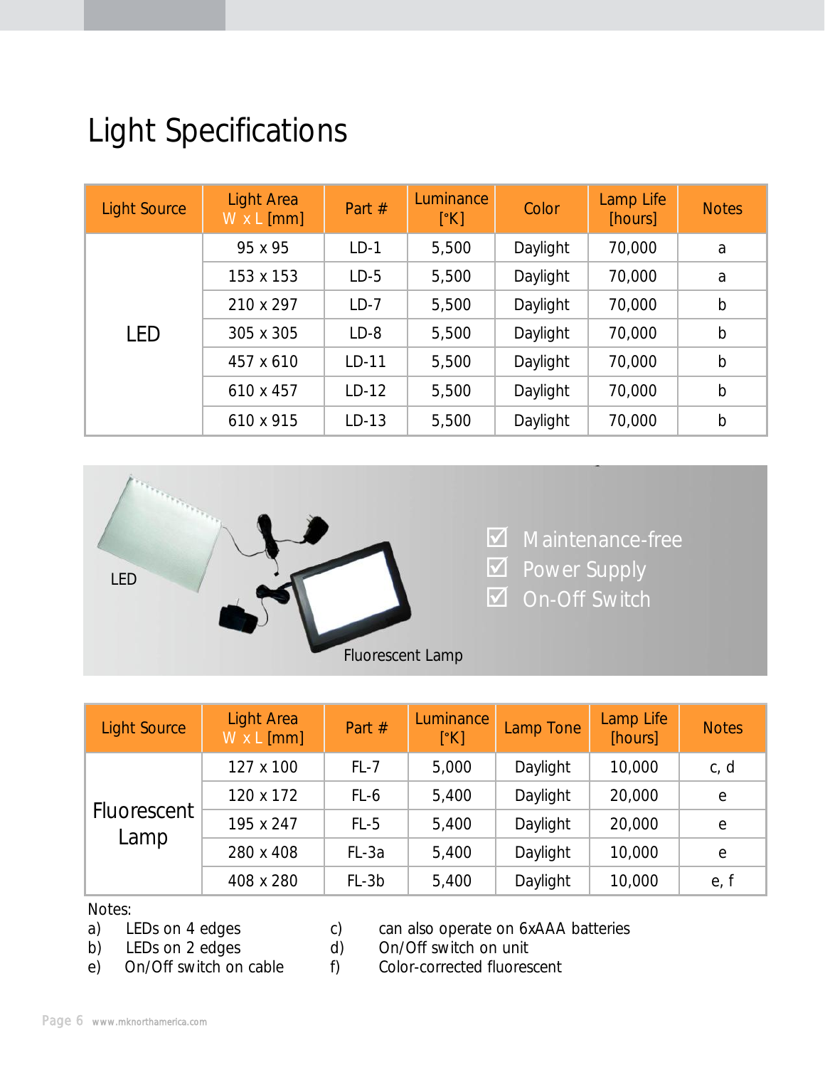# Light Specifications

| Light Source | Light Area W x L [mm] | Part # | Luminance [°K] | Color | Lamp Life [hours] | Notes |
|---|---|---|---|---|---|---|
| LED | 95 x 95 | LD-1 | 5,500 | Daylight | 70,000 | a |
| | 153 x 153 | LD-5 | 5,500 | Daylight | 70,000 | a |
| | 210 x 297 | LD-7 | 5,500 | Daylight | 70,000 | b |
| | 305 x 305 | LD-8 | 5,500 | Daylight | 70,000 | b |
| | 457 x 610 | LD-11 | 5,500 | Daylight | 70,000 | b |
| | 610 x 457 | LD-12 | 5,500 | Daylight | 70,000 | b |
| | 610 x 915 | LD-13 | 5,500 | Daylight | 70,000 | b |

LED

Fluorescent Lamp

- ☑ Maintenance-free
- ☑ Power Supply
- ☑ On-Off Switch

| Light Source | Light Area W x L [mm] | Part # | Luminance [°K] | Lamp Tone | Lamp Life [hours] | Notes |
|---|---|---|---|---|---|---|
| Fluorescent Lamp | 127 x 100 | FL-7 | 5,000 | Daylight | 10,000 | c, d |
| | 120 x 172 | FL-6 | 5,400 | Daylight | 20,000 | e |
| | 195 x 247 | FL-5 | 5,400 | Daylight | 20,000 | e |
| | 280 x 408 | FL-3a | 5,400 | Daylight | 10,000 | e |
| | 408 x 280 | FL-3b | 5,400 | Daylight | 10,000 | e, f |

Notes:

a) LEDs on 4 edges
b) LEDs on 2 edges
c) can also operate on 6xAAA batteries
d) On/Off switch on unit
e) On/Off switch on cable
f) Color-corrected fluorescent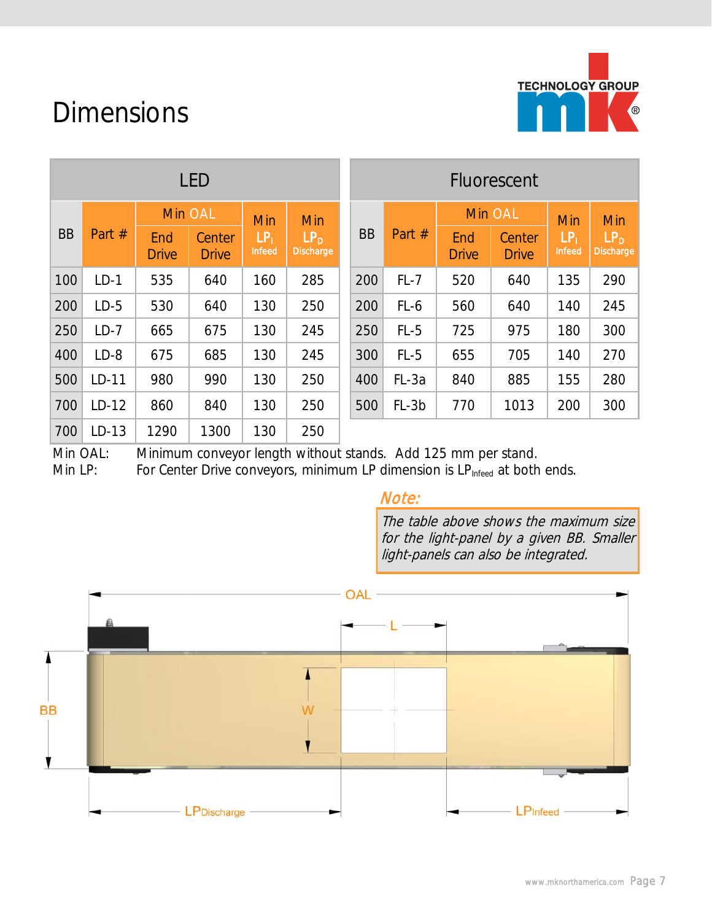# Dimensions

## LED

| BB | Part # | Min OAL | | Min $LP_I$ Infeed | Min $LP_D$ Discharge |
|---|---|---|---|---|---|
| | | End Drive | Center Drive | | |
| 100 | LD-1 | 535 | 640 | 160 | 285 |
| 200 | LD-5 | 530 | 640 | 130 | 250 |
| 250 | LD-7 | 665 | 675 | 130 | 245 |
| 400 | LD-8 | 675 | 685 | 130 | 245 |
| 500 | LD-11 | 980 | 990 | 130 | 250 |
| 700 | LD-12 | 860 | 840 | 130 | 250 |
| 700 | LD-13 | 1290 | 1300 | 130 | 250 |

## Fluorescent

| BB | Part # | Min OAL | | Min $LP_I$ Infeed | Min $LP_D$ Discharge |
|---|---|---|---|---|---|
| | | End Drive | Center Drive | | |
| 200 | FL-7 | 520 | 640 | 135 | 290 |
| 200 | FL-6 | 560 | 640 | 140 | 245 |
| 250 | FL-5 | 725 | 975 | 180 | 300 |
| 300 | FL-5 | 655 | 705 | 140 | 270 |
| 400 | FL-3a | 840 | 885 | 155 | 280 |
| 500 | FL-3b | 770 | 1013 | 200 | 300 |

Min OAL: Minimum conveyor length without stands. Add 125 mm per stand.

Min LP: For Center Drive conveyors, minimum LP dimension is $LP_{Infeed}$ at both ends.

*Note:*

*The table above shows the maximum size for the light-panel by a given BB. Smaller light-panels can also be integrated.*

OAL, L, W, BB, $LP_{Discharge}$, $LP_{Infeed}$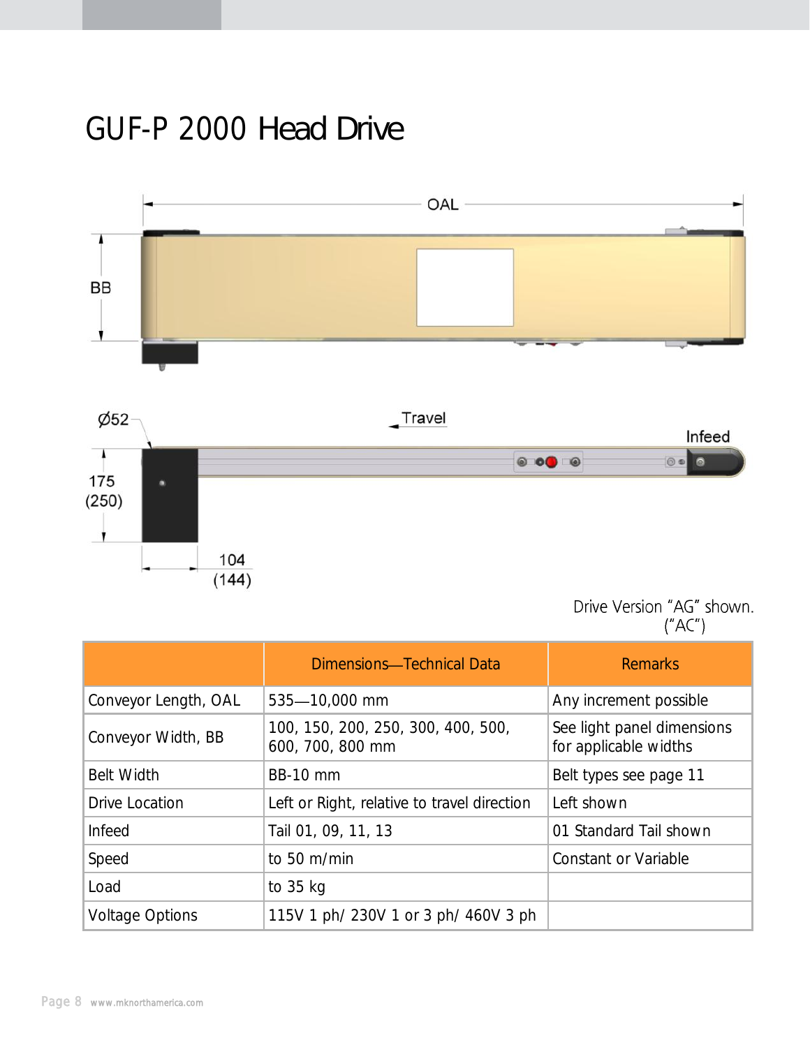# GUF-P 2000 Head Drive

OAL

BB

Ø52

Travel

Infeed

175
(250)

104
(144)

Drive Version "AG" shown.
("AC")

| | Dimensions—Technical Data | Remarks |
|---|---|---|
| Conveyor Length, OAL | 535—10,000 mm | Any increment possible |
| Conveyor Width, BB | 100, 150, 200, 250, 300, 400, 500, 600, 700, 800 mm | See light panel dimensions for applicable widths |
| Belt Width | BB-10 mm | Belt types see page 11 |
| Drive Location | Left or Right, relative to travel direction | Left shown |
| Infeed | Tail 01, 09, 11, 13 | 01 Standard Tail shown |
| Speed | to 50 m/min | Constant or Variable |
| Load | to 35 kg | |
| Voltage Options | 115V 1 ph/ 230V 1 or 3 ph/ 460V 3 ph | |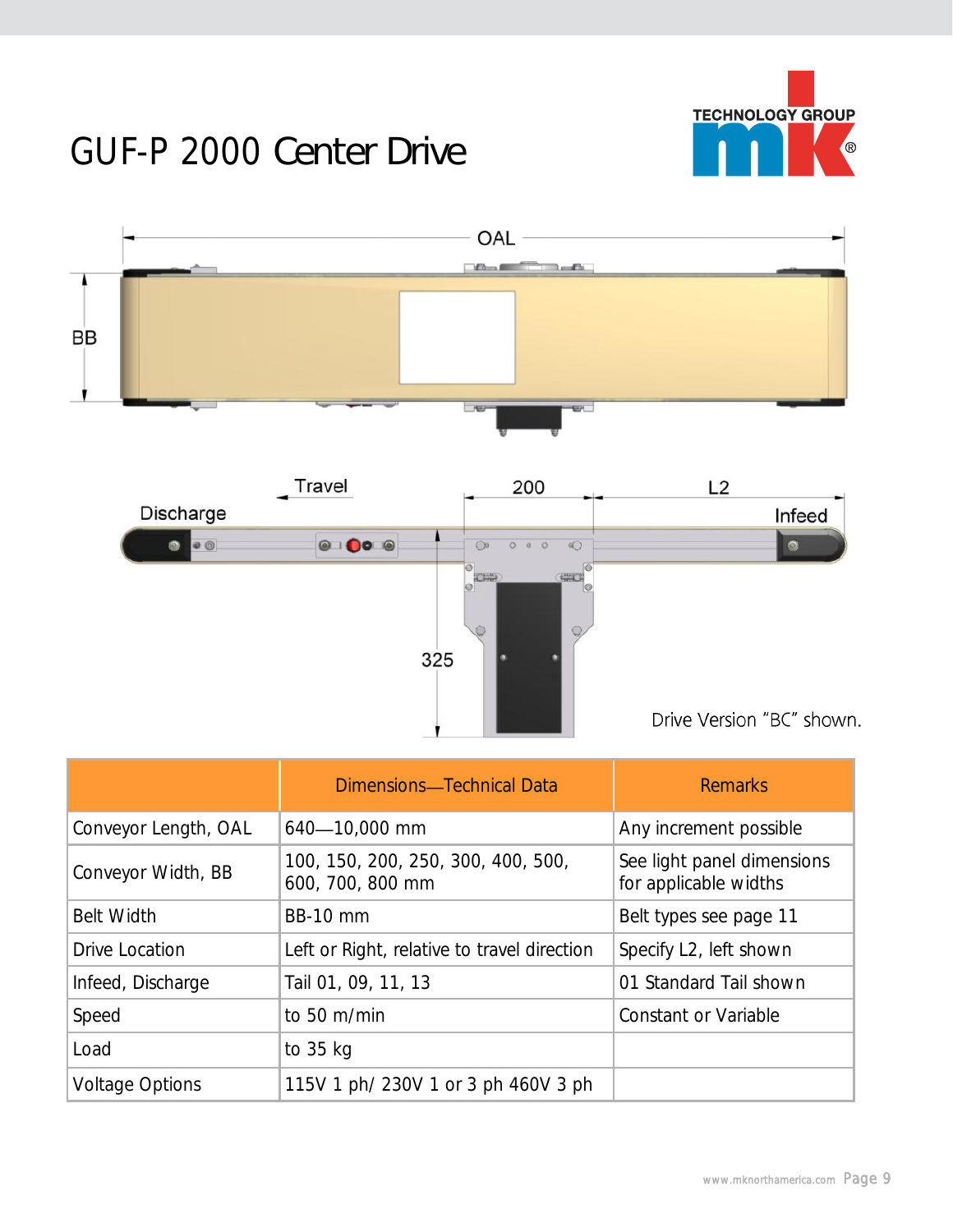# GUF-P 2000 Center Drive

OAL

BB

Travel

Discharge

200

L2

Infeed

325

Drive Version "BC" shown.

| | Dimensions—Technical Data | Remarks |
|---|---|---|
| Conveyor Length, OAL | 640—10,000 mm | Any increment possible |
| Conveyor Width, BB | 100, 150, 200, 250, 300, 400, 500, 600, 700, 800 mm | See light panel dimensions for applicable widths |
| Belt Width | BB-10 mm | Belt types see page 11 |
| Drive Location | Left or Right, relative to travel direction | Specify L2, left shown |
| Infeed, Discharge | Tail 01, 09, 11, 13 | 01 Standard Tail shown |
| Speed | to 50 m/min | Constant or Variable |
| Load | to 35 kg | |
| Voltage Options | 115V 1 ph/ 230V 1 or 3 ph 460V 3 ph | |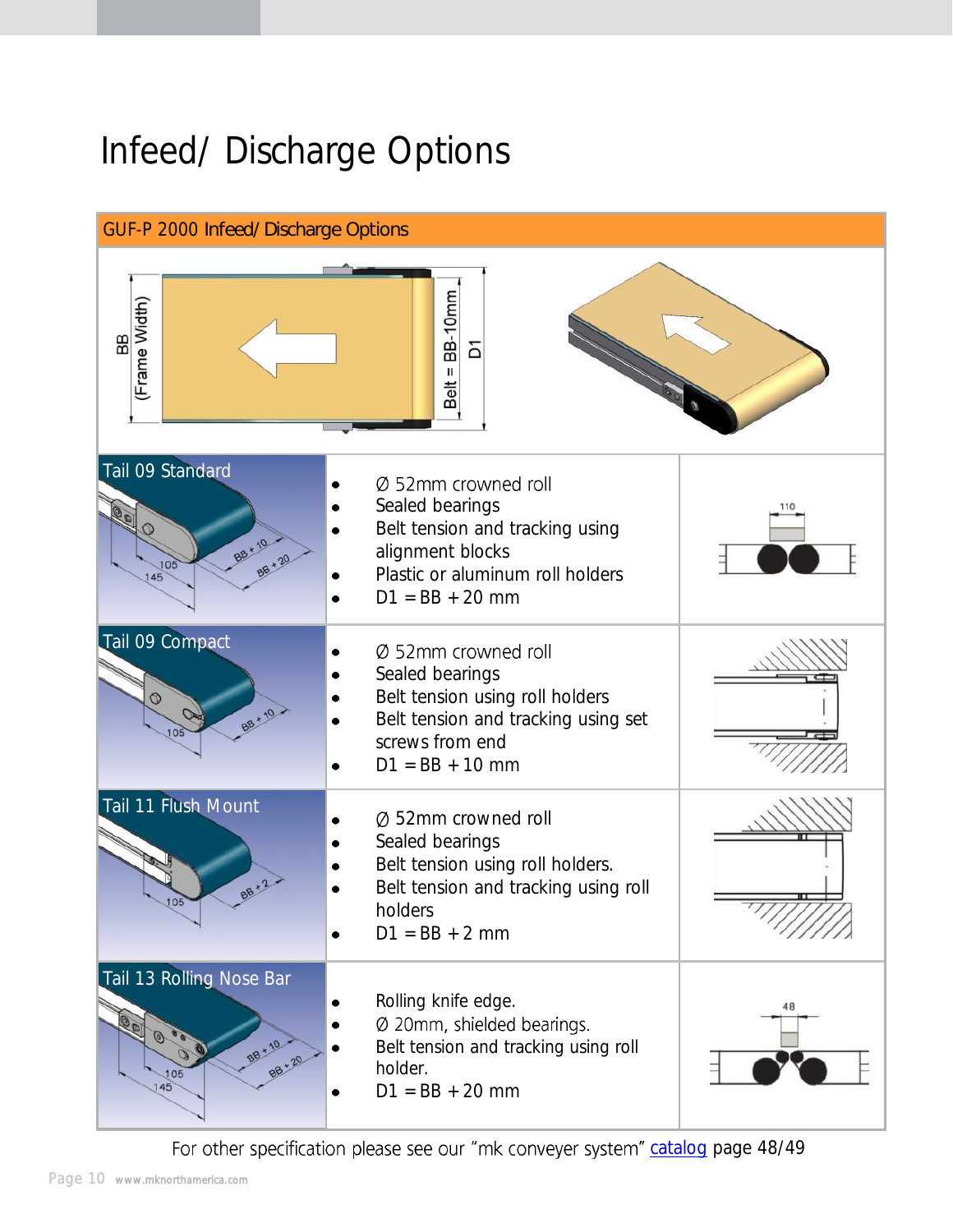# Infeed/ Discharge Options

| GUF-P 2000 Infeed/ Discharge Options | | |
|---|---|---|
| Tail 09 Standard | • Ø 52mm crowned roll<br>• Sealed bearings<br>• Belt tension and tracking using alignment blocks<br>• Plastic or aluminum roll holders<br>• D1 = BB + 20 mm | |
| Tail 09 Compact | • Ø 52mm crowned roll<br>• Sealed bearings<br>• Belt tension using roll holders<br>• Belt tension and tracking using set screws from end<br>• D1 = BB + 10 mm | |
| Tail 11 Flush Mount | • Ø 52mm crowned roll<br>• Sealed bearings<br>• Belt tension using roll holders.<br>• Belt tension and tracking using roll holders<br>• D1 = BB + 2 mm | |
| Tail 13 Rolling Nose Bar | • Rolling knife edge.<br>• Ø 20mm, shielded bearings.<br>• Belt tension and tracking using roll holder.<br>• D1 = BB + 20 mm | |

For other specification please see our "mk conveyer system" catalog page 48/49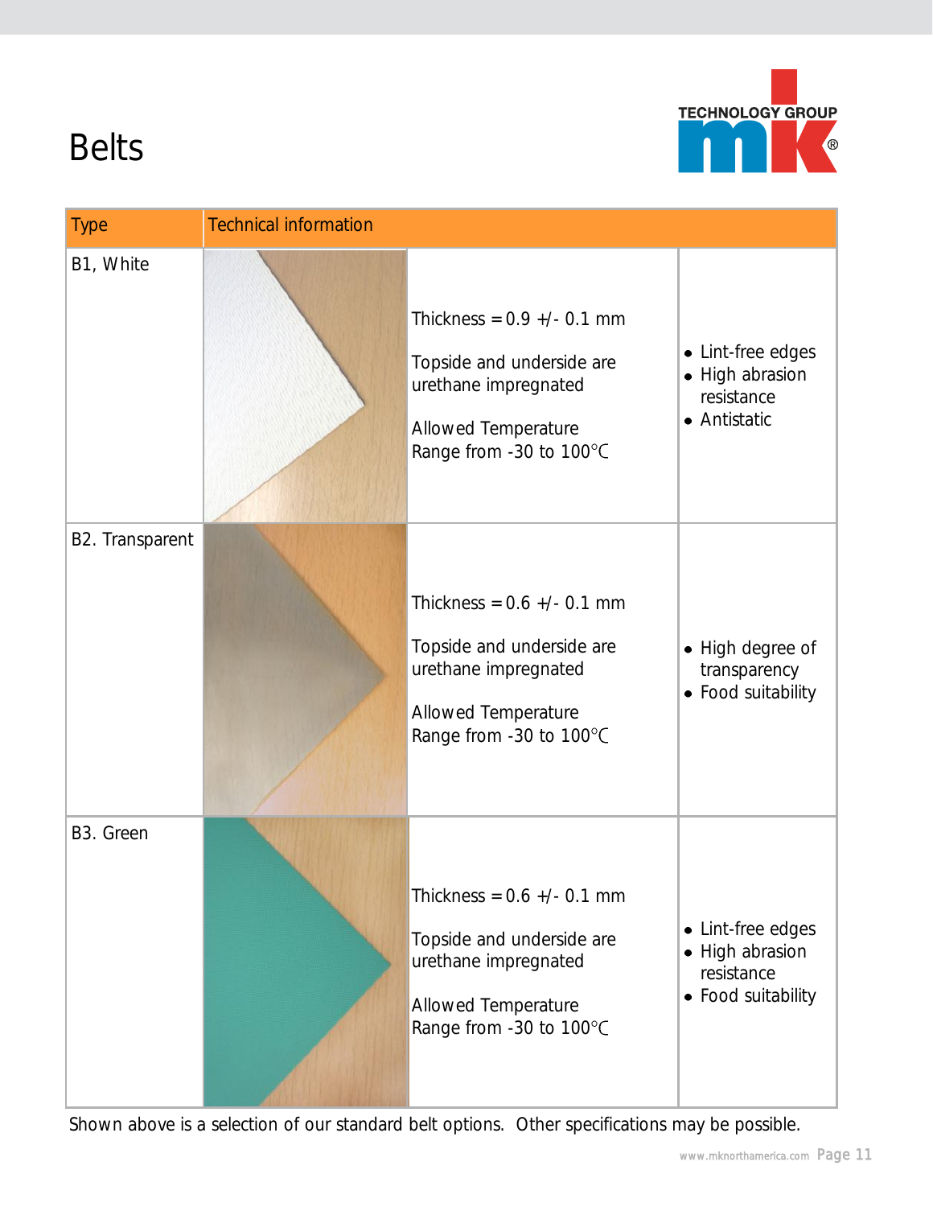# Belts

| Type | Technical information | | |
|---|---|---|---|
| B1, White | | Thickness = 0.9 +/- 0.1 mm<br><br>Topside and underside are urethane impregnated<br><br>Allowed Temperature Range from -30 to 100℃ | • Lint-free edges<br>• High abrasion resistance<br>• Antistatic |
| B2. Transparent | | Thickness = 0.6 +/- 0.1 mm<br><br>Topside and underside are urethane impregnated<br><br>Allowed Temperature Range from -30 to 100℃ | • High degree of transparency<br>• Food suitability |
| B3. Green | | Thickness = 0.6 +/- 0.1 mm<br><br>Topside and underside are urethane impregnated<br><br>Allowed Temperature Range from -30 to 100℃ | • Lint-free edges<br>• High abrasion resistance<br>• Food suitability |

Shown above is a selection of our standard belt options. Other specifications may be possible.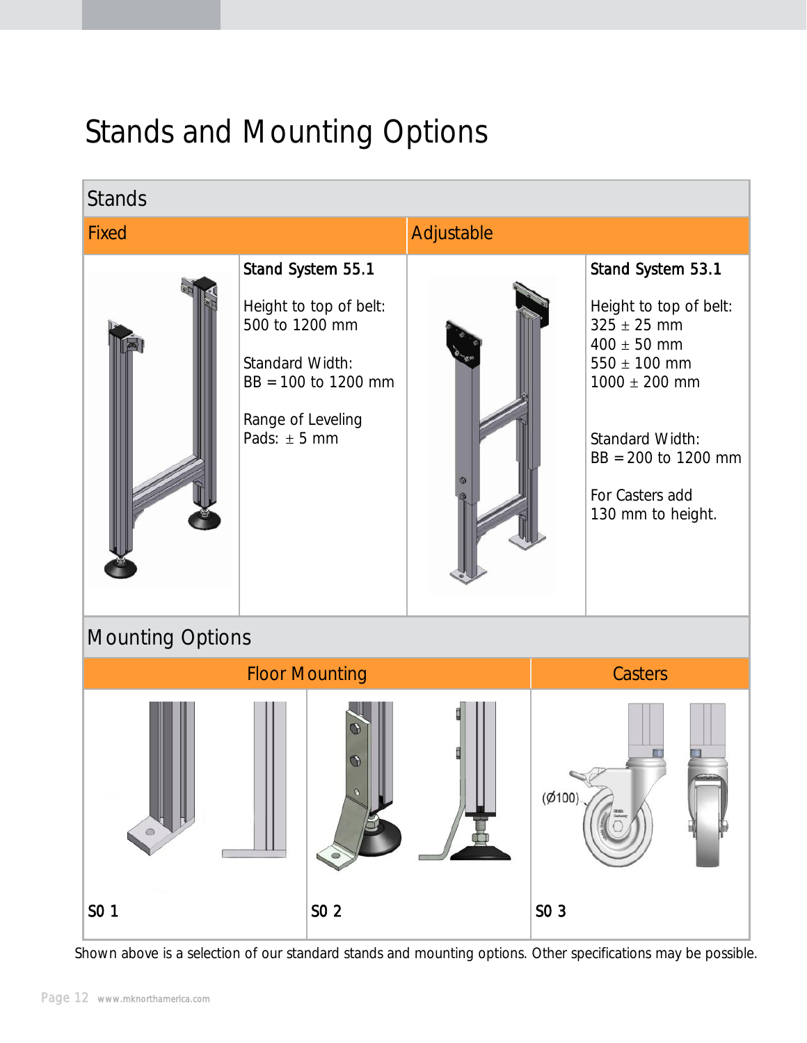# Stands and Mounting Options

## Stands

| Fixed | | Adjustable | |
|---|---|---|---|
| | **Stand System 55.1**<br><br>Height to top of belt:<br>500 to 1200 mm<br><br>Standard Width:<br>BB = 100 to 1200 mm<br><br>Range of Leveling Pads: ± 5 mm | | **Stand System 53.1**<br><br>Height to top of belt:<br>325 ± 25 mm<br>400 ± 50 mm<br>550 ± 100 mm<br>1000 ± 200 mm<br><br>Standard Width:<br>BB = 200 to 1200 mm<br><br>For Casters add 130 mm to height. |

## Mounting Options

| Floor Mounting | | Casters |
|---|---|---|
| SO 1 | SO 2 | (Ø100)<br><br>SO 3 |

Shown above is a selection of our standard stands and mounting options. Other specifications may be possible.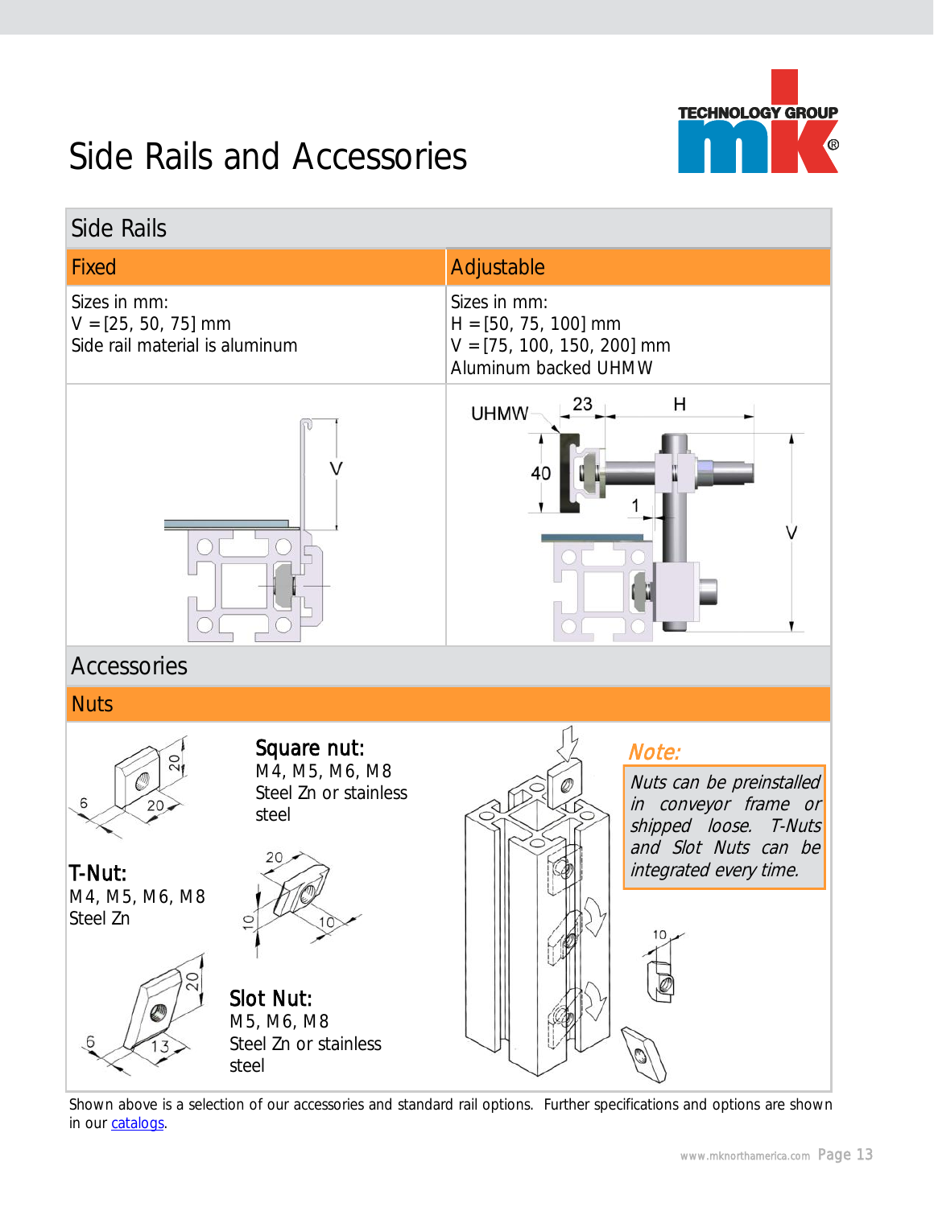# Side Rails and Accessories

## Side Rails

| Fixed | Adjustable |
| --- | --- |
| Sizes in mm:<br>V = [25, 50, 75] mm<br>Side rail material is aluminum | Sizes in mm:<br>H = [50, 75, 100] mm<br>V = [75, 100, 150, 200] mm<br>Aluminum backed UHMW |

## Accessories

### Nuts

**Square nut:**
M4, M5, M6, M8
Steel Zn or stainless steel

**T-Nut:**
M4, M5, M6, M8
Steel Zn

**Slot Nut:**
M5, M6, M8
Steel Zn or stainless steel

***Note:***

*Nuts can be preinstalled in conveyor frame or shipped loose. T-Nuts and Slot Nuts can be integrated every time.*

Shown above is a selection of our accessories and standard rail options. Further specifications and options are shown in our [catalogs](catalogs).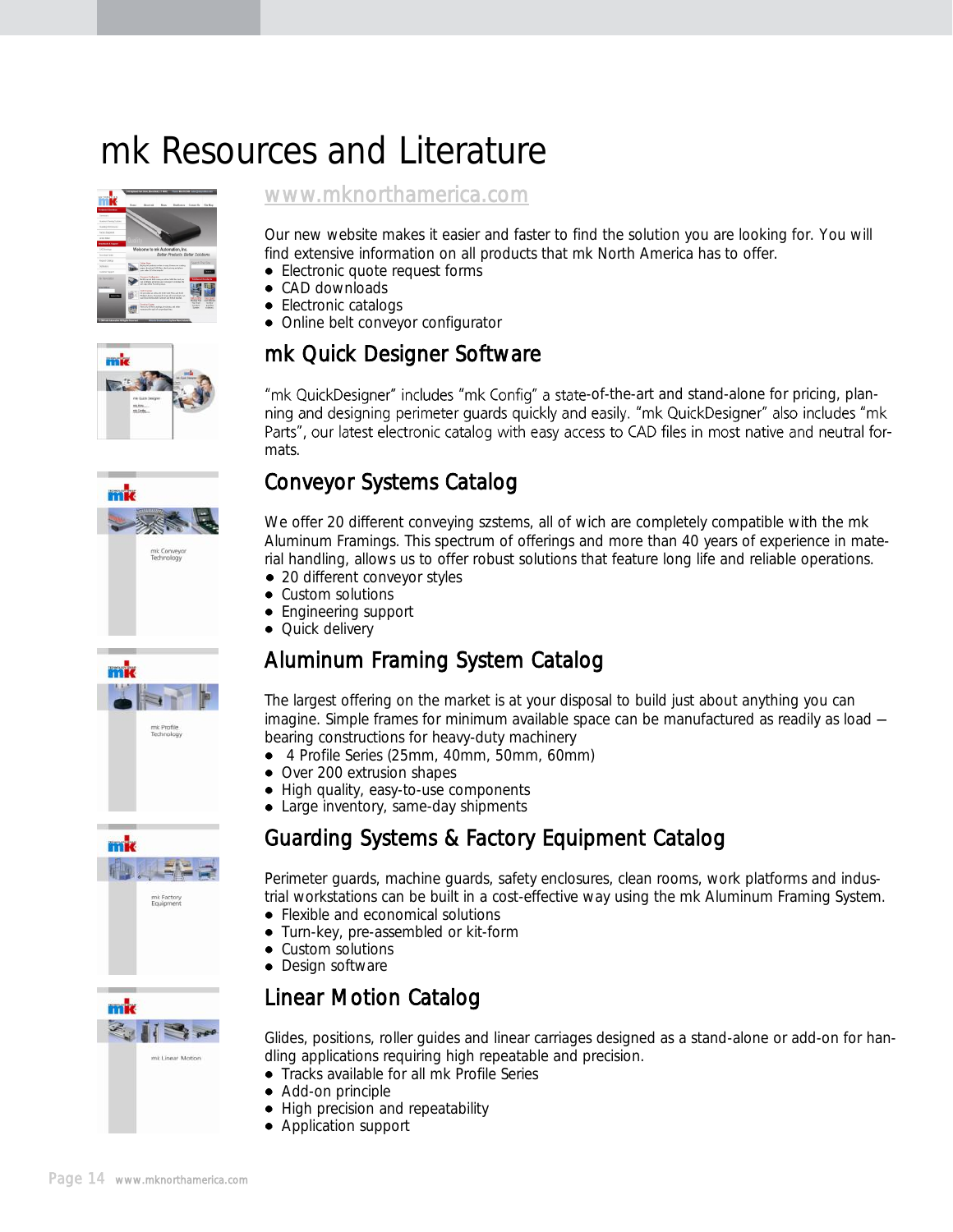# mk Resources and Literature

## www.mknorthamerica.com

Our new website makes it easier and faster to find the solution you are looking for. You will find extensive information on all products that mk North America has to offer.

- Electronic quote request forms
- CAD downloads
- Electronic catalogs
- Online belt conveyor configurator

## mk Quick Designer Software

"mk QuickDesigner" includes "mk Config" a state-of-the-art and stand-alone for pricing, planning and designing perimeter guards quickly and easily. "mk QuickDesigner" also includes "mk Parts", our latest electronic catalog with easy access to CAD files in most native and neutral formats.

## Conveyor Systems Catalog

We offer 20 different conveying szstems, all of wich are completely compatible with the mk Aluminum Framings. This spectrum of offerings and more than 40 years of experience in material handling, allows us to offer robust solutions that feature long life and reliable operations.

- 20 different conveyor styles
- Custom solutions
- Engineering support
- Quick delivery

## Aluminum Framing System Catalog

The largest offering on the market is at your disposal to build just about anything you can imagine. Simple frames for minimum available space can be manufactured as readily as load – bearing constructions for heavy-duty machinery

- 4 Profile Series (25mm, 40mm, 50mm, 60mm)
- Over 200 extrusion shapes
- High quality, easy-to-use components
- Large inventory, same-day shipments

## Guarding Systems & Factory Equipment Catalog

Perimeter guards, machine guards, safety enclosures, clean rooms, work platforms and industrial workstations can be built in a cost-effective way using the mk Aluminum Framing System.

- Flexible and economical solutions
- Turn-key, pre-assembled or kit-form
- Custom solutions
- Design software

## Linear Motion Catalog

Glides, positions, roller guides and linear carriages designed as a stand-alone or add-on for handling applications requiring high repeatable and precision.

- Tracks available for all mk Profile Series
- Add-on principle
- High precision and repeatability
- Application support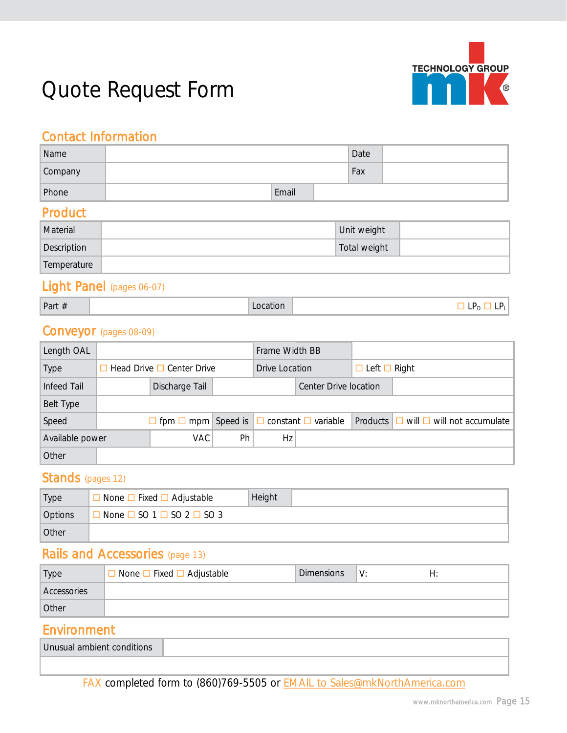# Quote Request Form

TECHNOLOGY GROUP mk®

## Contact Information

| Name | | | | Date | |
|---|---|---|---|---|---|
| Company | | | | Fax | |
| Phone | | Email | | | |

## Product

| Material | | Unit weight | |
|---|---|---|---|
| Description | | Total weight | |
| Temperature | | | |

## Light Panel (pages 06-07)

| Part # | | Location | ☐ $LP_D$ ☐ $LP_I$ |
|---|---|---|---|

## Conveyor (pages 08-09)

| Length OAL | | | Frame Width BB | | | |
|---|---|---|---|---|---|---|
| Type | ☐ Head Drive ☐ Center Drive | | Drive Location | ☐ Left ☐ Right | | |
| Infeed Tail | | Discharge Tail | | Center Drive location | | |
| Belt Type | | | | | | |
| Speed | ☐ fpm ☐ mpm | Speed is | ☐ constant ☐ variable | Products | ☐ will ☐ will not accumulate | |
| Available power | VAC | Ph | Hz | | | |
| Other | | | | | | |

## Stands (pages 12)

| Type | ☐ None ☐ Fixed ☐ Adjustable | Height | |
|---|---|---|---|
| Options | ☐ None ☐ SO 1 ☐ SO 2 ☐ SO 3 | | |
| Other | | | |

## Rails and Accessories (page 13)

| Type | ☐ None ☐ Fixed ☐ Adjustable | Dimensions | V: H: |
|---|---|---|---|
| Accessories | | | |
| Other | | | |

## Environment

| Unusual ambient conditions | |
|---|---|
| | |

FAX completed form to (860)769-5505 or EMAIL to Sales@mkNorthAmerica.com

www.mknorthamerica.com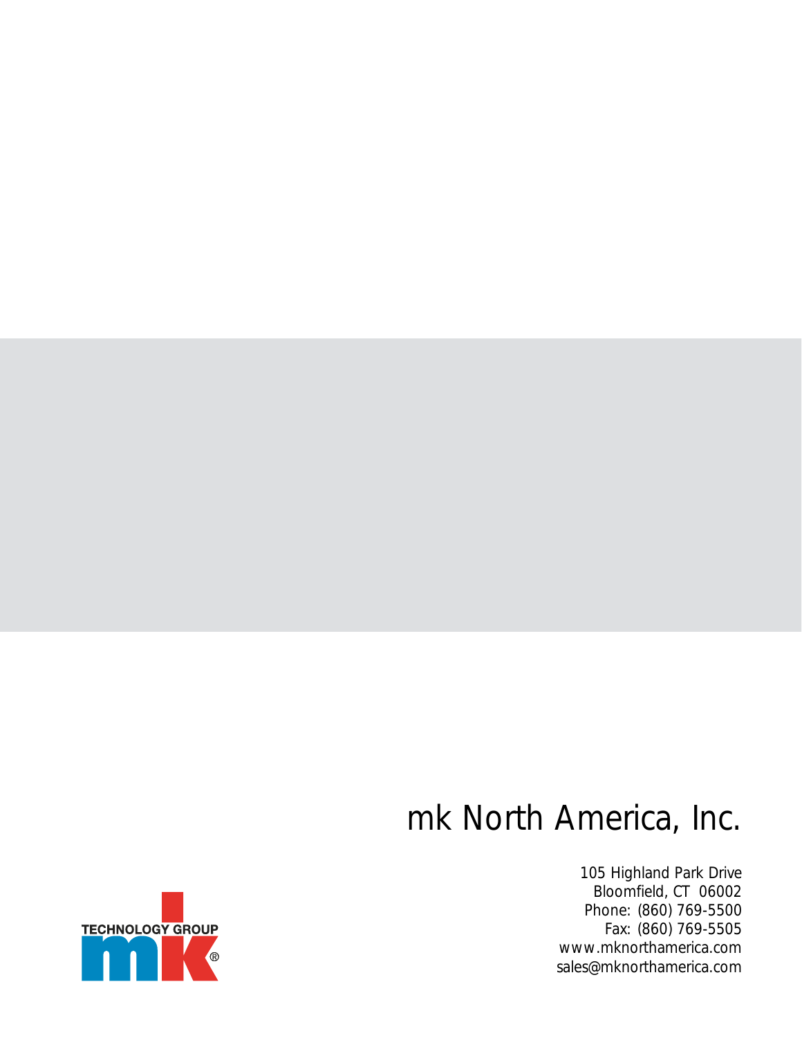# mk North America, Inc.

105 Highland Park Drive
Bloomfield, CT 06002
Phone: (860) 769-5500
Fax: (860) 769-5505
www.mknorthamerica.com
sales@mknorthamerica.com

TECHNOLOGY GROUP mk®